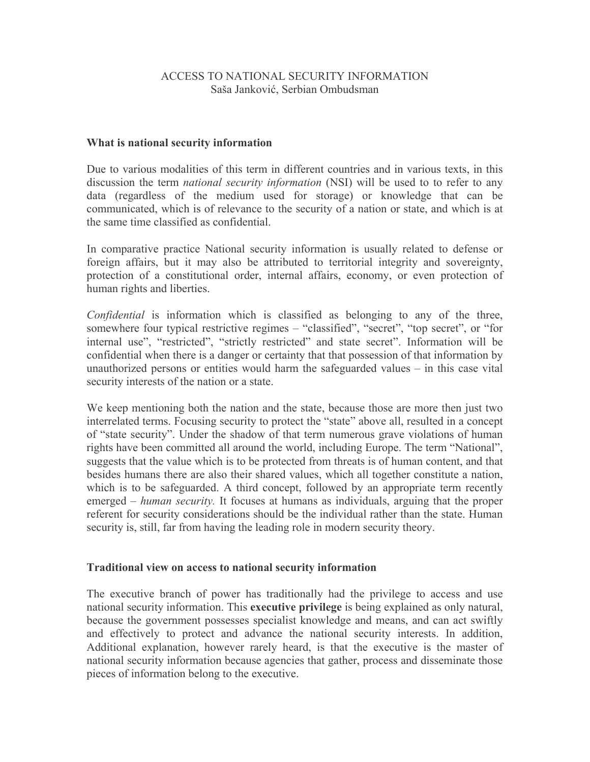ACCESS TO NATIONAL SECURITY INFORMATION
Saša Janković, Serbian Ombudsman

## What is national security information

Due to various modalities of this term in different countries and in various texts, in this discussion the term *national security information* (NSI) will be used to to refer to any data (regardless of the medium used for storage) or knowledge that can be communicated, which is of relevance to the security of a nation or state, and which is at the same time classified as confidential.

In comparative practice National security information is usually related to defense or foreign affairs, but it may also be attributed to territorial integrity and sovereignty, protection of a constitutional order, internal affairs, economy, or even protection of human rights and liberties.

*Confidential* is information which is classified as belonging to any of the three, somewhere four typical restrictive regimes – "classified", "secret", "top secret", or "for internal use", "restricted", "strictly restricted" and state secret". Information will be confidential when there is a danger or certainty that that possession of that information by unauthorized persons or entities would harm the safeguarded values – in this case vital security interests of the nation or a state.

We keep mentioning both the nation and the state, because those are more then just two interrelated terms. Focusing security to protect the "state" above all, resulted in a concept of "state security". Under the shadow of that term numerous grave violations of human rights have been committed all around the world, including Europe. The term "National", suggests that the value which is to be protected from threats is of human content, and that besides humans there are also their shared values, which all together constitute a nation, which is to be safeguarded. A third concept, followed by an appropriate term recently emerged – *human security.* It focuses at humans as individuals, arguing that the proper referent for security considerations should be the individual rather than the state. Human security is, still, far from having the leading role in modern security theory.

## Traditional view on access to national security information

The executive branch of power has traditionally had the privilege to access and use national security information. This **executive privilege** is being explained as only natural, because the government possesses specialist knowledge and means, and can act swiftly and effectively to protect and advance the national security interests. In addition, Additional explanation, however rarely heard, is that the executive is the master of national security information because agencies that gather, process and disseminate those pieces of information belong to the executive.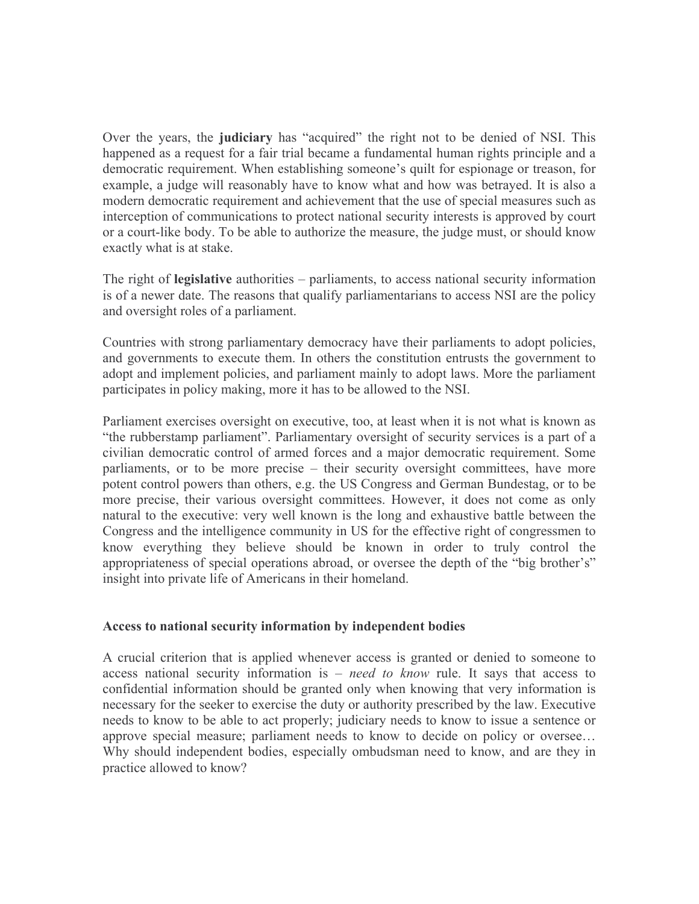Over the years, the **judiciary** has "acquired" the right not to be denied of NSI. This happened as a request for a fair trial became a fundamental human rights principle and a democratic requirement. When establishing someone's quilt for espionage or treason, for example, a judge will reasonably have to know what and how was betrayed. It is also a modern democratic requirement and achievement that the use of special measures such as interception of communications to protect national security interests is approved by court or a court-like body. To be able to authorize the measure, the judge must, or should know exactly what is at stake.

The right of **legislative** authorities – parliaments, to access national security information is of a newer date. The reasons that qualify parliamentarians to access NSI are the policy and oversight roles of a parliament.

Countries with strong parliamentary democracy have their parliaments to adopt policies, and governments to execute them. In others the constitution entrusts the government to adopt and implement policies, and parliament mainly to adopt laws. More the parliament participates in policy making, more it has to be allowed to the NSI.

Parliament exercises oversight on executive, too, at least when it is not what is known as "the rubberstamp parliament". Parliamentary oversight of security services is a part of a civilian democratic control of armed forces and a major democratic requirement. Some parliaments, or to be more precise – their security oversight committees, have more potent control powers than others, e.g. the US Congress and German Bundestag, or to be more precise, their various oversight committees. However, it does not come as only natural to the executive: very well known is the long and exhaustive battle between the Congress and the intelligence community in US for the effective right of congressmen to know everything they believe should be known in order to truly control the appropriateness of special operations abroad, or oversee the depth of the "big brother's" insight into private life of Americans in their homeland.

### Access to national security information by independent bodies

A crucial criterion that is applied whenever access is granted or denied to someone to access national security information is – *need to know* rule. It says that access to confidential information should be granted only when knowing that very information is necessary for the seeker to exercise the duty or authority prescribed by the law. Executive needs to know to be able to act properly; judiciary needs to know to issue a sentence or approve special measure; parliament needs to know to decide on policy or oversee… Why should independent bodies, especially ombudsman need to know, and are they in practice allowed to know?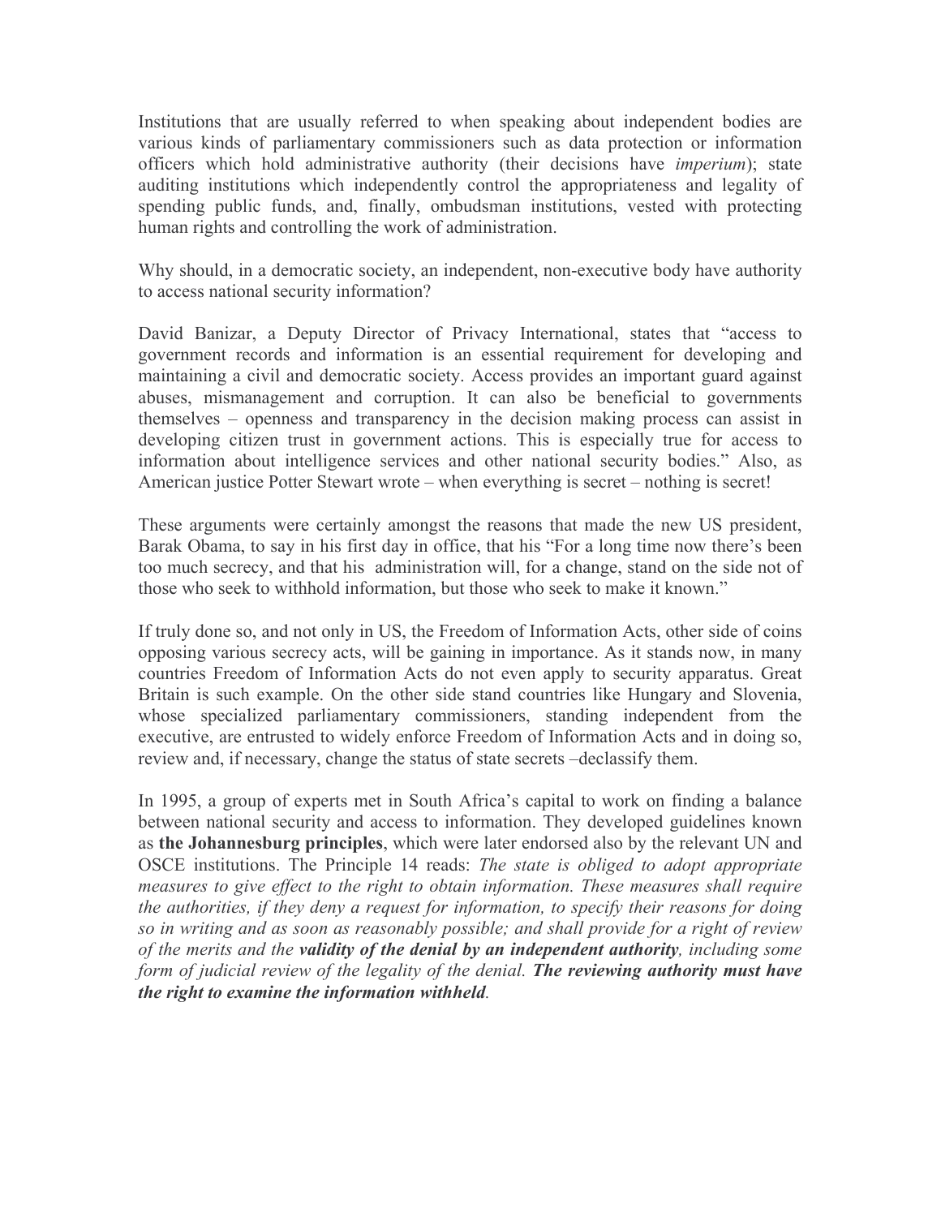Institutions that are usually referred to when speaking about independent bodies are various kinds of parliamentary commissioners such as data protection or information officers which hold administrative authority (their decisions have *imperium*); state auditing institutions which independently control the appropriateness and legality of spending public funds, and, finally, ombudsman institutions, vested with protecting human rights and controlling the work of administration.

Why should, in a democratic society, an independent, non-executive body have authority to access national security information?

David Banizar, a Deputy Director of Privacy International, states that "access to government records and information is an essential requirement for developing and maintaining a civil and democratic society. Access provides an important guard against abuses, mismanagement and corruption. It can also be beneficial to governments themselves – openness and transparency in the decision making process can assist in developing citizen trust in government actions. This is especially true for access to information about intelligence services and other national security bodies." Also, as American justice Potter Stewart wrote – when everything is secret – nothing is secret!

These arguments were certainly amongst the reasons that made the new US president, Barak Obama, to say in his first day in office, that his "For a long time now there's been too much secrecy, and that his administration will, for a change, stand on the side not of those who seek to withhold information, but those who seek to make it known."

If truly done so, and not only in US, the Freedom of Information Acts, other side of coins opposing various secrecy acts, will be gaining in importance. As it stands now, in many countries Freedom of Information Acts do not even apply to security apparatus. Great Britain is such example. On the other side stand countries like Hungary and Slovenia, whose specialized parliamentary commissioners, standing independent from the executive, are entrusted to widely enforce Freedom of Information Acts and in doing so, review and, if necessary, change the status of state secrets –declassify them.

In 1995, a group of experts met in South Africa's capital to work on finding a balance between national security and access to information. They developed guidelines known as **the Johannesburg principles**, which were later endorsed also by the relevant UN and OSCE institutions. The Principle 14 reads: *The state is obliged to adopt appropriate measures to give effect to the right to obtain information. These measures shall require the authorities, if they deny a request for information, to specify their reasons for doing so in writing and as soon as reasonably possible; and shall provide for a right of review of the merits and the* ***validity of the denial by an independent authority****, including some form of judicial review of the legality of the denial.* ***The reviewing authority must have the right to examine the information withheld****.*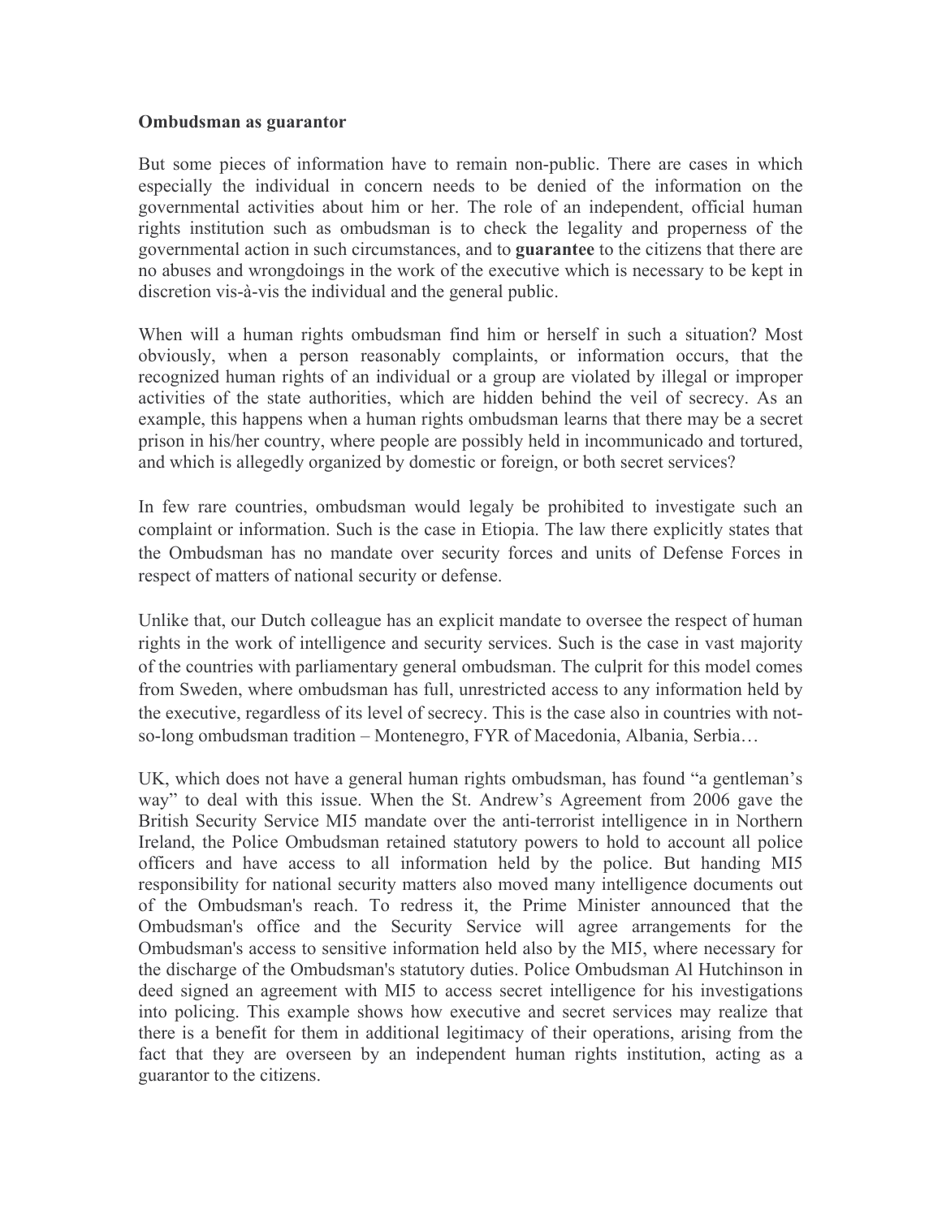**Ombudsman as guarantor**

But some pieces of information have to remain non-public. There are cases in which especially the individual in concern needs to be denied of the information on the governmental activities about him or her. The role of an independent, official human rights institution such as ombudsman is to check the legality and properness of the governmental action in such circumstances, and to **guarantee** to the citizens that there are no abuses and wrongdoings in the work of the executive which is necessary to be kept in discretion vis-à-vis the individual and the general public.

When will a human rights ombudsman find him or herself in such a situation? Most obviously, when a person reasonably complaints, or information occurs, that the recognized human rights of an individual or a group are violated by illegal or improper activities of the state authorities, which are hidden behind the veil of secrecy. As an example, this happens when a human rights ombudsman learns that there may be a secret prison in his/her country, where people are possibly held in incommunicado and tortured, and which is allegedly organized by domestic or foreign, or both secret services?

In few rare countries, ombudsman would legaly be prohibited to investigate such an complaint or information. Such is the case in Etiopia. The law there explicitly states that the Ombudsman has no mandate over security forces and units of Defense Forces in respect of matters of national security or defense.

Unlike that, our Dutch colleague has an explicit mandate to oversee the respect of human rights in the work of intelligence and security services. Such is the case in vast majority of the countries with parliamentary general ombudsman. The culprit for this model comes from Sweden, where ombudsman has full, unrestricted access to any information held by the executive, regardless of its level of secrecy. This is the case also in countries with not-so-long ombudsman tradition – Montenegro, FYR of Macedonia, Albania, Serbia…

UK, which does not have a general human rights ombudsman, has found "a gentleman's way" to deal with this issue. When the St. Andrew's Agreement from 2006 gave the British Security Service MI5 mandate over the anti-terrorist intelligence in in Northern Ireland, the Police Ombudsman retained statutory powers to hold to account all police officers and have access to all information held by the police. But handing MI5 responsibility for national security matters also moved many intelligence documents out of the Ombudsman's reach. To redress it, the Prime Minister announced that the Ombudsman's office and the Security Service will agree arrangements for the Ombudsman's access to sensitive information held also by the MI5, where necessary for the discharge of the Ombudsman's statutory duties. Police Ombudsman Al Hutchinson in deed signed an agreement with MI5 to access secret intelligence for his investigations into policing. This example shows how executive and secret services may realize that there is a benefit for them in additional legitimacy of their operations, arising from the fact that they are overseen by an independent human rights institution, acting as a guarantor to the citizens.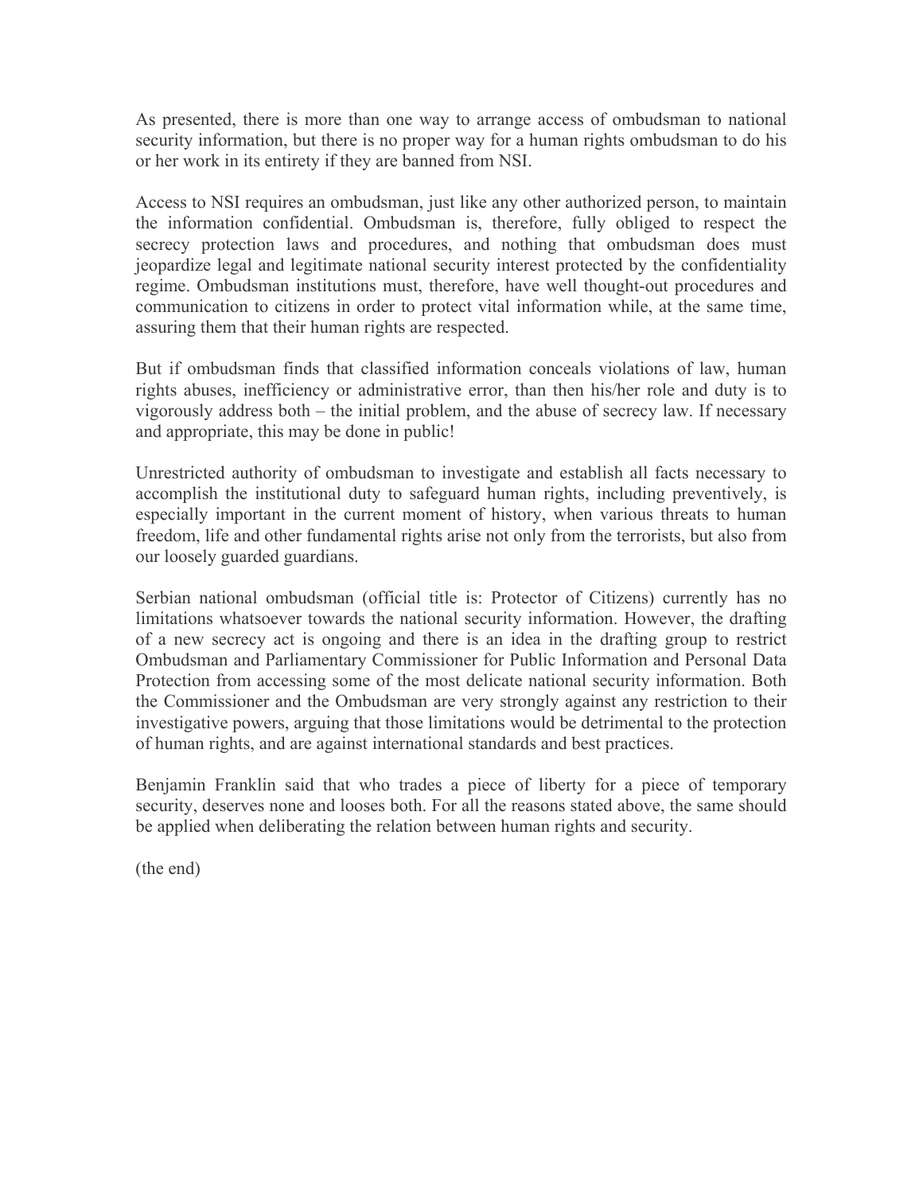As presented, there is more than one way to arrange access of ombudsman to national security information, but there is no proper way for a human rights ombudsman to do his or her work in its entirety if they are banned from NSI.

Access to NSI requires an ombudsman, just like any other authorized person, to maintain the information confidential. Ombudsman is, therefore, fully obliged to respect the secrecy protection laws and procedures, and nothing that ombudsman does must jeopardize legal and legitimate national security interest protected by the confidentiality regime. Ombudsman institutions must, therefore, have well thought-out procedures and communication to citizens in order to protect vital information while, at the same time, assuring them that their human rights are respected.

But if ombudsman finds that classified information conceals violations of law, human rights abuses, inefficiency or administrative error, than then his/her role and duty is to vigorously address both – the initial problem, and the abuse of secrecy law. If necessary and appropriate, this may be done in public!

Unrestricted authority of ombudsman to investigate and establish all facts necessary to accomplish the institutional duty to safeguard human rights, including preventively, is especially important in the current moment of history, when various threats to human freedom, life and other fundamental rights arise not only from the terrorists, but also from our loosely guarded guardians.

Serbian national ombudsman (official title is: Protector of Citizens) currently has no limitations whatsoever towards the national security information. However, the drafting of a new secrecy act is ongoing and there is an idea in the drafting group to restrict Ombudsman and Parliamentary Commissioner for Public Information and Personal Data Protection from accessing some of the most delicate national security information. Both the Commissioner and the Ombudsman are very strongly against any restriction to their investigative powers, arguing that those limitations would be detrimental to the protection of human rights, and are against international standards and best practices.

Benjamin Franklin said that who trades a piece of liberty for a piece of temporary security, deserves none and looses both. For all the reasons stated above, the same should be applied when deliberating the relation between human rights and security.

(the end)